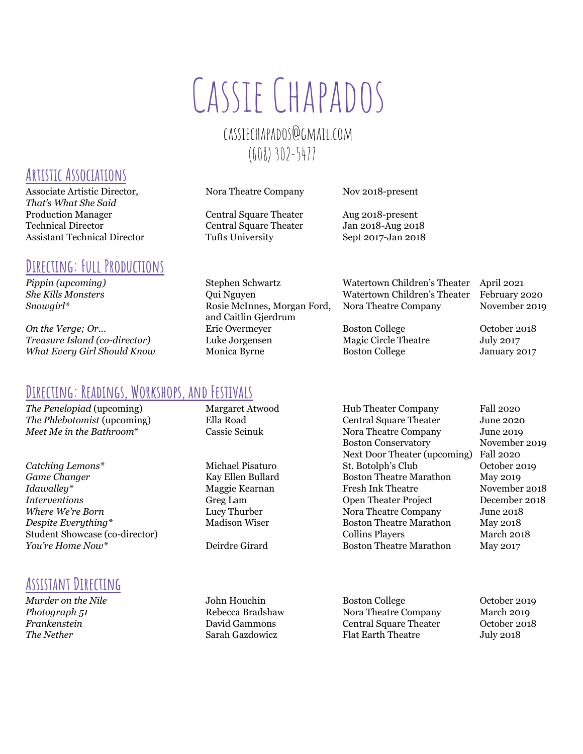# Cassie Chapados

cassiechapados@gmail.com
(608) 302-5477

## Artistic Associations

| | | |
|---|---|---|
| Associate Artistic Director, *That's What She Said* | Nora Theatre Company | Nov 2018-present |
| Production Manager | Central Square Theater | Aug 2018-present |
| Technical Director | Central Square Theater | Jan 2018-Aug 2018 |
| Assistant Technical Director | Tufts University | Sept 2017-Jan 2018 |

## Directing: Full Productions

| | | | |
|---|---|---|---|
| *Pippin (upcoming)* | Stephen Schwartz | Watertown Children's Theater | April 2021 |
| *She Kills Monsters* | Qui Nguyen | Watertown Children's Theater | February 2020 |
| *Snowgirl** | Rosie McInnes, Morgan Ford, and Caitlin Gjerdrum | Nora Theatre Company | November 2019 |
| *On the Verge; Or...* | Eric Overmeyer | Boston College | October 2018 |
| *Treasure Island (co-director)* | Luke Jorgensen | Magic Circle Theatre | July 2017 |
| *What Every Girl Should Know* | Monica Byrne | Boston College | January 2017 |

## Directing: Readings, Workshops, and Festivals

| | | | |
|---|---|---|---|
| *The Penelopiad* (upcoming) | Margaret Atwood | Hub Theater Company | Fall 2020 |
| *The Phlebotomist* (upcoming) | Ella Road | Central Square Theater | June 2020 |
| *Meet Me in the Bathroom** | Cassie Seinuk | Nora Theatre Company | June 2019 |
| | | Boston Conservatory | November 2019 |
| | | Next Door Theater (upcoming) | Fall 2020 |
| *Catching Lemons** | Michael Pisaturo | St. Botolph's Club | October 2019 |
| *Game Changer* | Kay Ellen Bullard | Boston Theatre Marathon | May 2019 |
| *Idawalley** | Maggie Kearnan | Fresh Ink Theatre | November 2018 |
| *Interventions* | Greg Lam | Open Theater Project | December 2018 |
| *Where We're Born* | Lucy Thurber | Nora Theatre Company | June 2018 |
| *Despite Everything** | Madison Wiser | Boston Theatre Marathon | May 2018 |
| Student Showcase (co-director) | | Collins Players | March 2018 |
| *You're Home Now** | Deirdre Girard | Boston Theatre Marathon | May 2017 |

## Assistant Directing

| | | | |
|---|---|---|---|
| *Murder on the Nile* | John Houchin | Boston College | October 2019 |
| *Photograph 51* | Rebecca Bradshaw | Nora Theatre Company | March 2019 |
| *Frankenstein* | David Gammons | Central Square Theater | October 2018 |
| *The Nether* | Sarah Gazdowicz | Flat Earth Theatre | July 2018 |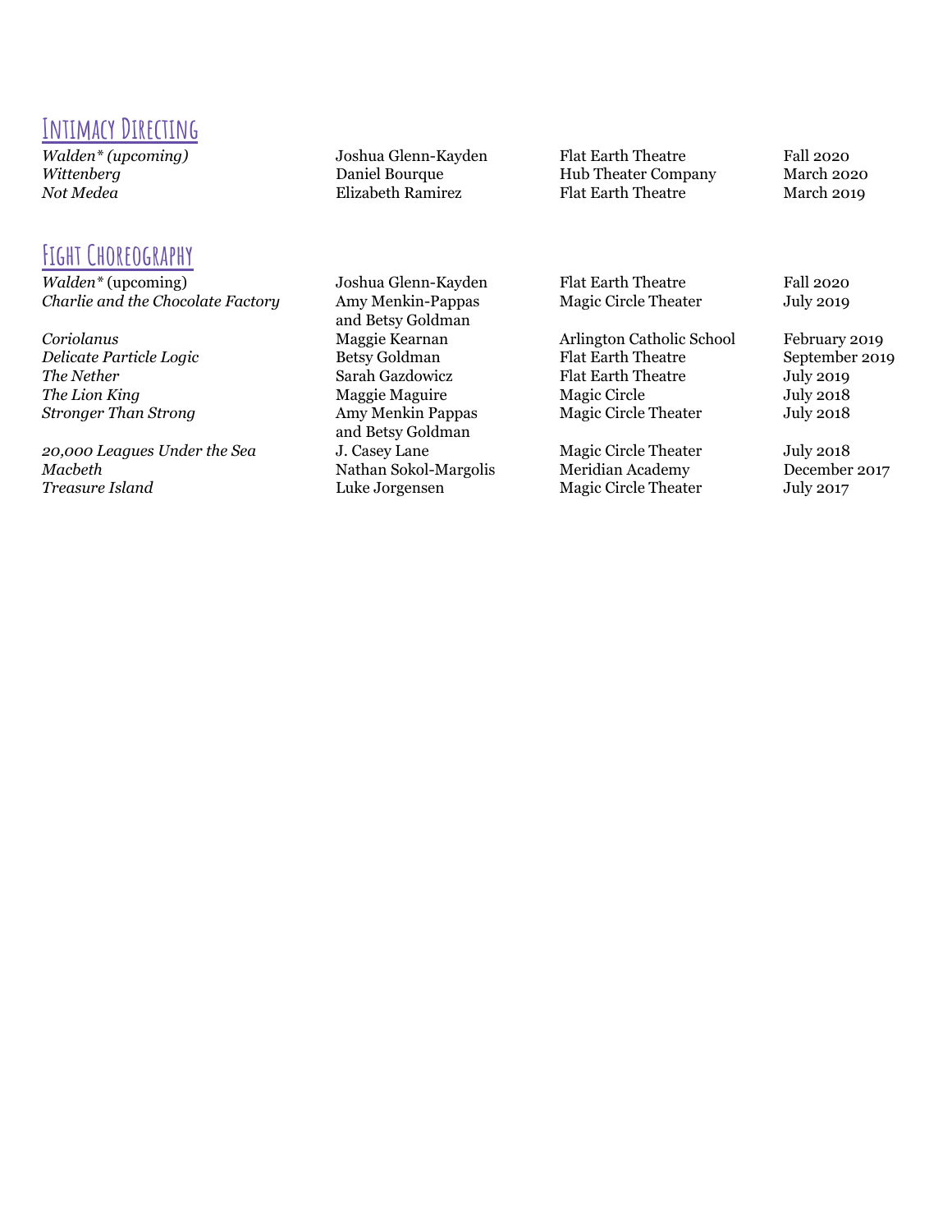## Intimacy Directing

| | | | |
|---|---|---|---|
| *Walden\* (upcoming)* | Joshua Glenn-Kayden | Flat Earth Theatre | Fall 2020 |
| *Wittenberg* | Daniel Bourque | Hub Theater Company | March 2020 |
| *Not Medea* | Elizabeth Ramirez | Flat Earth Theatre | March 2019 |

## Fight Choreography

| | | | |
|---|---|---|---|
| *Walden\** (upcoming) | Joshua Glenn-Kayden | Flat Earth Theatre | Fall 2020 |
| *Charlie and the Chocolate Factory* | Amy Menkin-Pappas and Betsy Goldman | Magic Circle Theater | July 2019 |
| *Coriolanus* | Maggie Kearnan | Arlington Catholic School | February 2019 |
| *Delicate Particle Logic* | Betsy Goldman | Flat Earth Theatre | September 2019 |
| *The Nether* | Sarah Gazdowicz | Flat Earth Theatre | July 2019 |
| *The Lion King* | Maggie Maguire | Magic Circle | July 2018 |
| *Stronger Than Strong* | Amy Menkin Pappas and Betsy Goldman | Magic Circle Theater | July 2018 |
| *20,000 Leagues Under the Sea* | J. Casey Lane | Magic Circle Theater | July 2018 |
| *Macbeth* | Nathan Sokol-Margolis | Meridian Academy | December 2017 |
| *Treasure Island* | Luke Jorgensen | Magic Circle Theater | July 2017 |